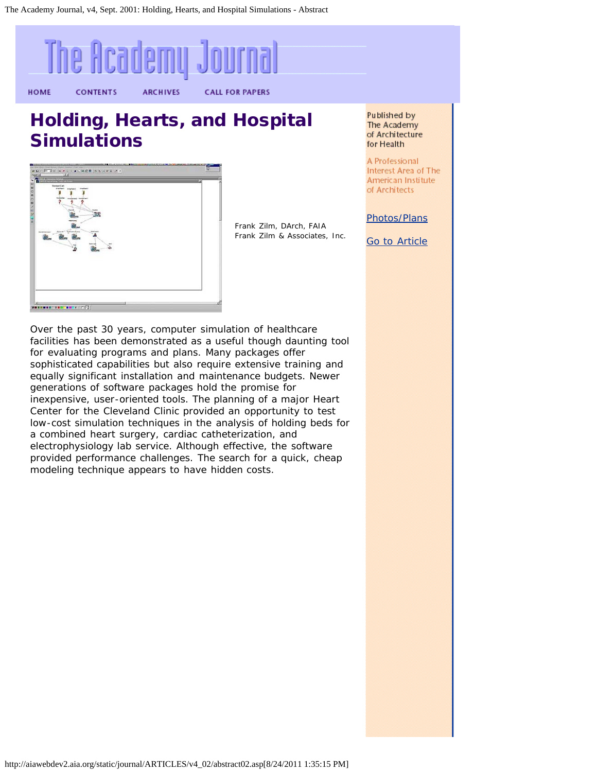# The Academy Journal

HOME CONTENTS ARCHIVES CALL FOR PAPERS

# Holding, Hearts, and Hospital Simulations

Frank Zilm, DArch, FAIA
Frank Zilm & Associates, Inc.

Over the past 30 years, computer simulation of healthcare facilities has been demonstrated as a useful though daunting tool for evaluating programs and plans. Many packages offer sophisticated capabilities but also require extensive training and equally significant installation and maintenance budgets. Newer generations of software packages hold the promise for inexpensive, user-oriented tools. The planning of a major Heart Center for the Cleveland Clinic provided an opportunity to test low-cost simulation techniques in the analysis of holding beds for a combined heart surgery, cardiac catheterization, and electrophysiology lab service. Although effective, the software provided performance challenges. The search for a quick, cheap modeling technique appears to have hidden costs.

Published by The Academy of Architecture for Health

A Professional Interest Area of The American Institute of Architects

Photos/Plans

Go to Article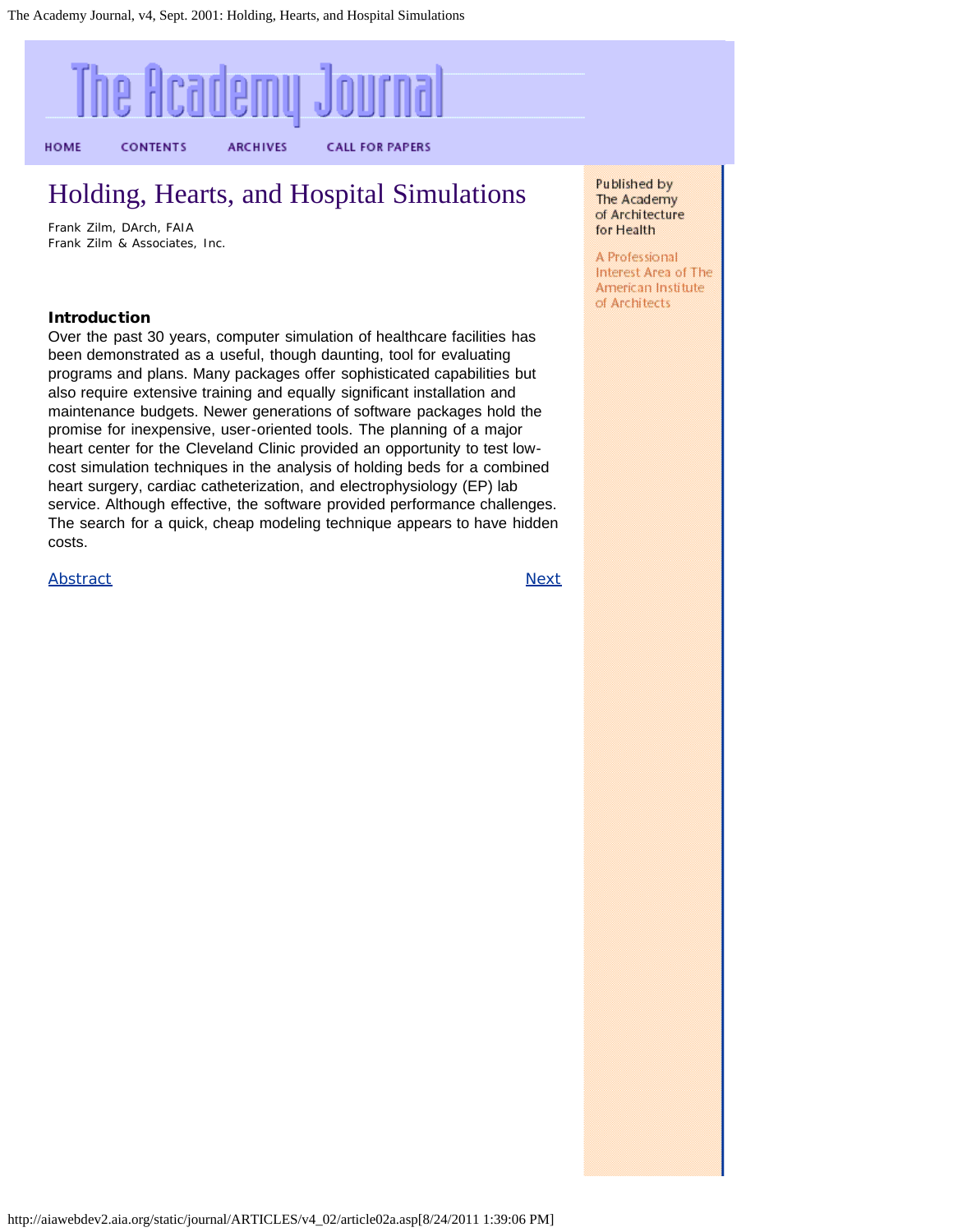# Holding, Hearts, and Hospital Simulations

Frank Zilm, DArch, FAIA
Frank Zilm & Associates, Inc.

Published by The Academy of Architecture for Health

A Professional Interest Area of The American Institute of Architects

### Introduction

Over the past 30 years, computer simulation of healthcare facilities has been demonstrated as a useful, though daunting, tool for evaluating programs and plans. Many packages offer sophisticated capabilities but also require extensive training and equally significant installation and maintenance budgets. Newer generations of software packages hold the promise for inexpensive, user-oriented tools. The planning of a major heart center for the Cleveland Clinic provided an opportunity to test low-cost simulation techniques in the analysis of holding beds for a combined heart surgery, cardiac catheterization, and electrophysiology (EP) lab service. Although effective, the software provided performance challenges. The search for a quick, cheap modeling technique appears to have hidden costs.

Abstract

Next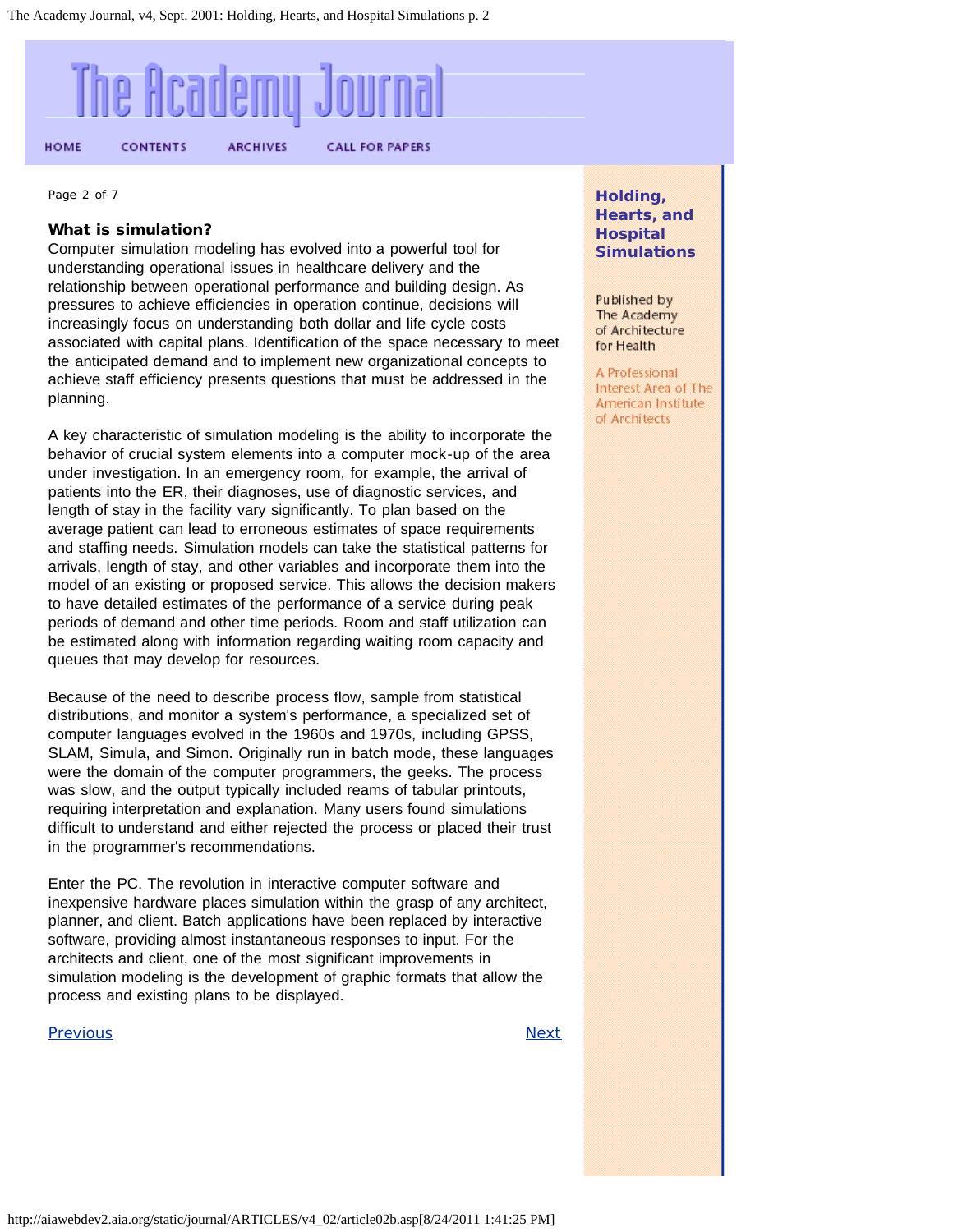Page 2 of 7

### What is simulation?

Computer simulation modeling has evolved into a powerful tool for understanding operational issues in healthcare delivery and the relationship between operational performance and building design. As pressures to achieve efficiencies in operation continue, decisions will increasingly focus on understanding both dollar and life cycle costs associated with capital plans. Identification of the space necessary to meet the anticipated demand and to implement new organizational concepts to achieve staff efficiency presents questions that must be addressed in the planning.

A key characteristic of simulation modeling is the ability to incorporate the behavior of crucial system elements into a computer mock-up of the area under investigation. In an emergency room, for example, the arrival of patients into the ER, their diagnoses, use of diagnostic services, and length of stay in the facility vary significantly. To plan based on the average patient can lead to erroneous estimates of space requirements and staffing needs. Simulation models can take the statistical patterns for arrivals, length of stay, and other variables and incorporate them into the model of an existing or proposed service. This allows the decision makers to have detailed estimates of the performance of a service during peak periods of demand and other time periods. Room and staff utilization can be estimated along with information regarding waiting room capacity and queues that may develop for resources.

Because of the need to describe process flow, sample from statistical distributions, and monitor a system's performance, a specialized set of computer languages evolved in the 1960s and 1970s, including GPSS, SLAM, Simula, and Simon. Originally run in batch mode, these languages were the domain of the computer programmers, the geeks. The process was slow, and the output typically included reams of tabular printouts, requiring interpretation and explanation. Many users found simulations difficult to understand and either rejected the process or placed their trust in the programmer's recommendations.

Enter the PC. The revolution in interactive computer software and inexpensive hardware places simulation within the grasp of any architect, planner, and client. Batch applications have been replaced by interactive software, providing almost instantaneous responses to input. For the architects and client, one of the most significant improvements in simulation modeling is the development of graphic formats that allow the process and existing plans to be displayed.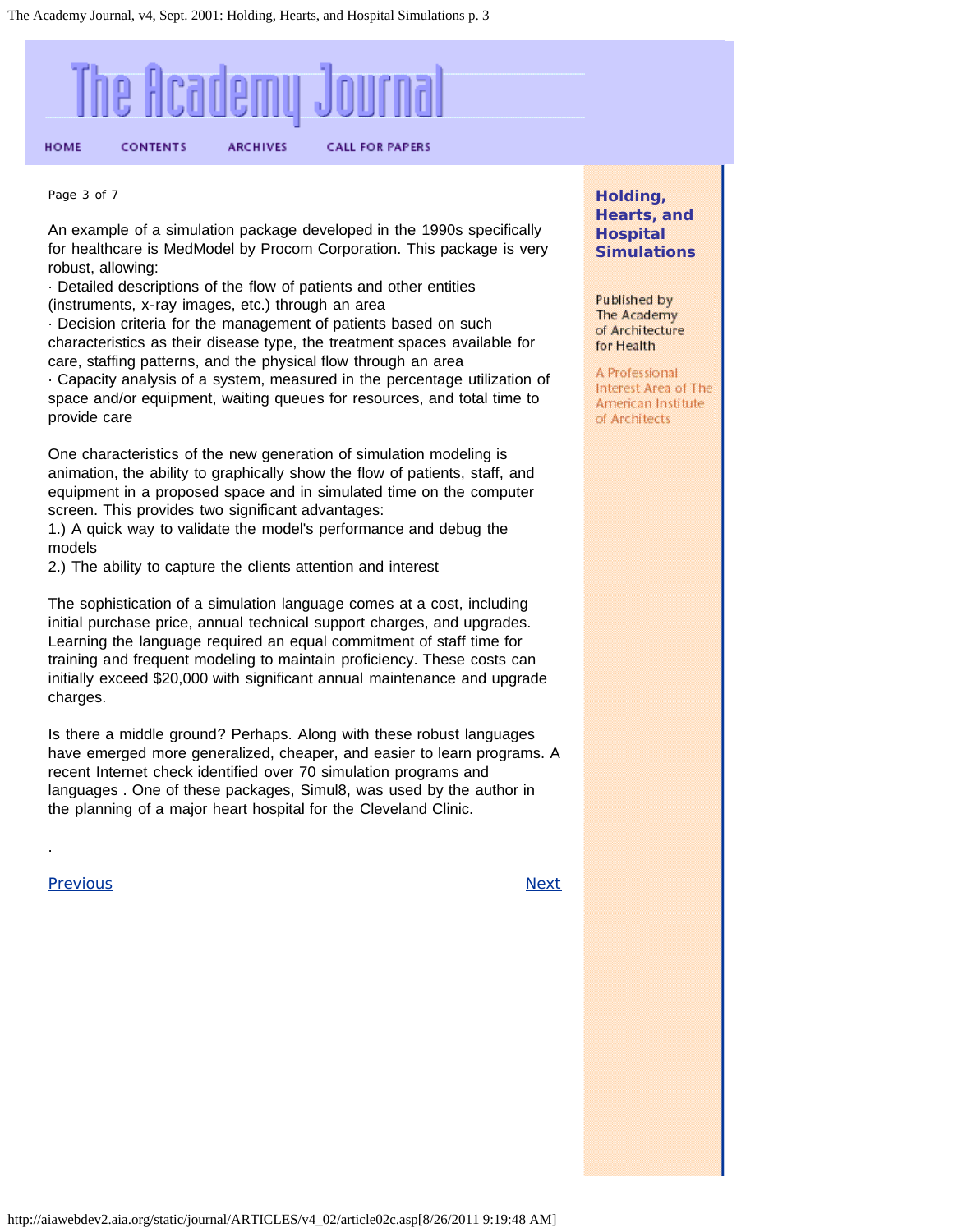An example of a simulation package developed in the 1990s specifically for healthcare is MedModel by Procom Corporation. This package is very robust, allowing:

· Detailed descriptions of the flow of patients and other entities (instruments, x-ray images, etc.) through an area

· Decision criteria for the management of patients based on such characteristics as their disease type, the treatment spaces available for care, staffing patterns, and the physical flow through an area

· Capacity analysis of a system, measured in the percentage utilization of space and/or equipment, waiting queues for resources, and total time to provide care

One characteristics of the new generation of simulation modeling is animation, the ability to graphically show the flow of patients, staff, and equipment in a proposed space and in simulated time on the computer screen. This provides two significant advantages:

1.) A quick way to validate the model's performance and debug the models

2.) The ability to capture the clients attention and interest

The sophistication of a simulation language comes at a cost, including initial purchase price, annual technical support charges, and upgrades. Learning the language required an equal commitment of staff time for training and frequent modeling to maintain proficiency. These costs can initially exceed $20,000 with significant annual maintenance and upgrade charges.

Is there a middle ground? Perhaps. Along with these robust languages have emerged more generalized, cheaper, and easier to learn programs. A recent Internet check identified over 70 simulation programs and languages . One of these packages, Simul8, was used by the author in the planning of a major heart hospital for the Cleveland Clinic.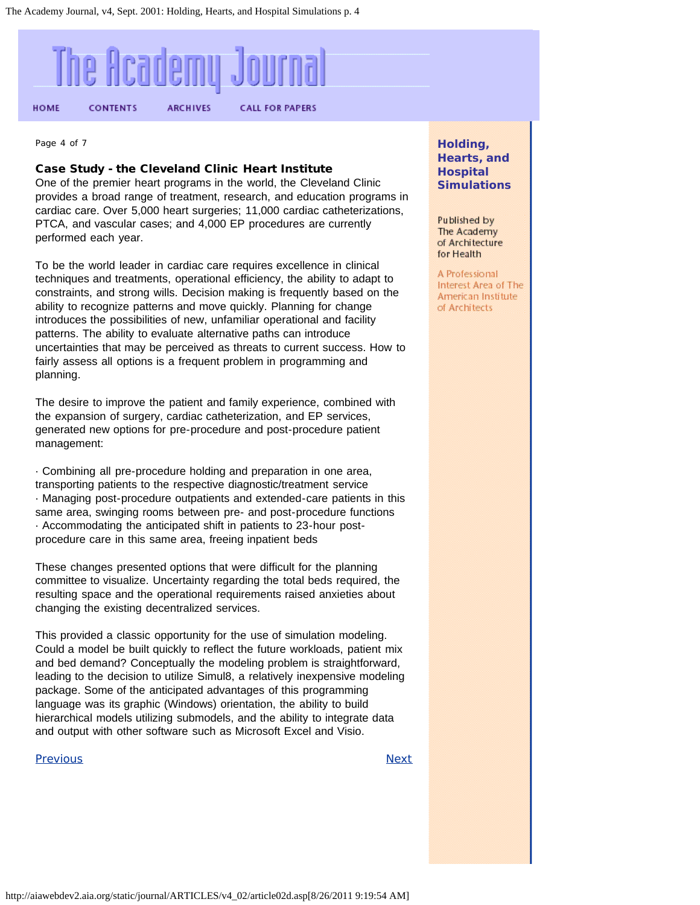### Case Study - the Cleveland Clinic Heart Institute

One of the premier heart programs in the world, the Cleveland Clinic provides a broad range of treatment, research, and education programs in cardiac care. Over 5,000 heart surgeries; 11,000 cardiac catheterizations, PTCA, and vascular cases; and 4,000 EP procedures are currently performed each year.

To be the world leader in cardiac care requires excellence in clinical techniques and treatments, operational efficiency, the ability to adapt to constraints, and strong wills. Decision making is frequently based on the ability to recognize patterns and move quickly. Planning for change introduces the possibilities of new, unfamiliar operational and facility patterns. The ability to evaluate alternative paths can introduce uncertainties that may be perceived as threats to current success. How to fairly assess all options is a frequent problem in programming and planning.

The desire to improve the patient and family experience, combined with the expansion of surgery, cardiac catheterization, and EP services, generated new options for pre-procedure and post-procedure patient management:

- Combining all pre-procedure holding and preparation in one area, transporting patients to the respective diagnostic/treatment service
- Managing post-procedure outpatients and extended-care patients in this same area, swinging rooms between pre- and post-procedure functions
- Accommodating the anticipated shift in patients to 23-hour post-procedure care in this same area, freeing inpatient beds

These changes presented options that were difficult for the planning committee to visualize. Uncertainty regarding the total beds required, the resulting space and the operational requirements raised anxieties about changing the existing decentralized services.

This provided a classic opportunity for the use of simulation modeling. Could a model be built quickly to reflect the future workloads, patient mix and bed demand? Conceptually the modeling problem is straightforward, leading to the decision to utilize Simul8, a relatively inexpensive modeling package. Some of the anticipated advantages of this programming language was its graphic (Windows) orientation, the ability to build hierarchical models utilizing submodels, and the ability to integrate data and output with other software such as Microsoft Excel and Visio.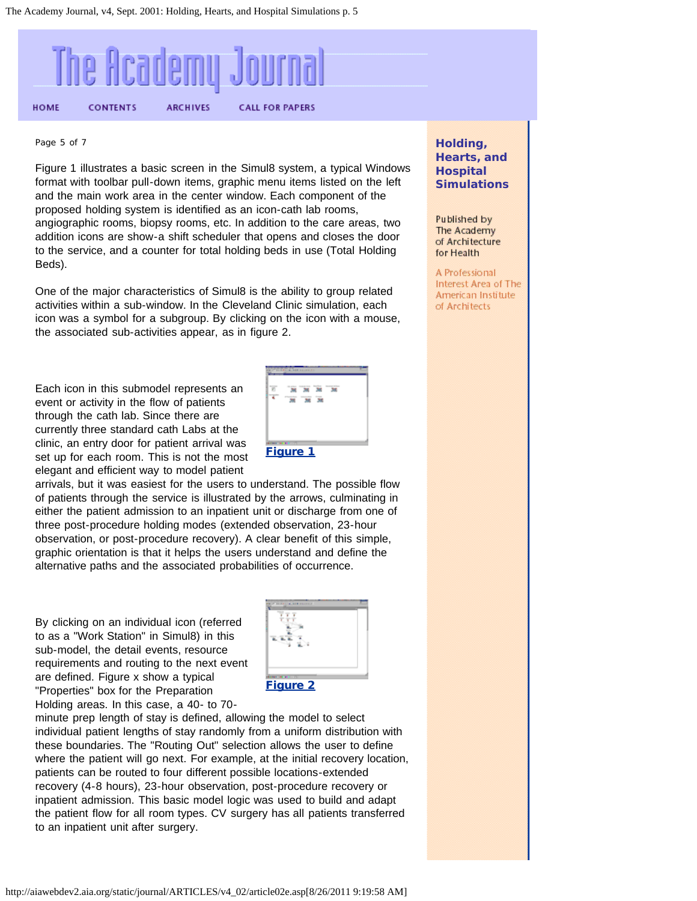Page 5 of 7

Figure 1 illustrates a basic screen in the Simul8 system, a typical Windows format with toolbar pull-down items, graphic menu items listed on the left and the main work area in the center window. Each component of the proposed holding system is identified as an icon-cath lab rooms, angiographic rooms, biopsy rooms, etc. In addition to the care areas, two addition icons are show-a shift scheduler that opens and closes the door to the service, and a counter for total holding beds in use (Total Holding Beds).

One of the major characteristics of Simul8 is the ability to group related activities within a sub-window. In the Cleveland Clinic simulation, each icon was a symbol for a subgroup. By clicking on the icon with a mouse, the associated sub-activities appear, as in figure 2.

**Figure 1**

Each icon in this submodel represents an event or activity in the flow of patients through the cath lab. Since there are currently three standard cath Labs at the clinic, an entry door for patient arrival was set up for each room. This is not the most elegant and efficient way to model patient arrivals, but it was easiest for the users to understand. The possible flow of patients through the service is illustrated by the arrows, culminating in either the patient admission to an inpatient unit or discharge from one of three post-procedure holding modes (extended observation, 23-hour observation, or post-procedure recovery). A clear benefit of this simple, graphic orientation is that it helps the users understand and define the alternative paths and the associated probabilities of occurrence.

**Figure 2**

By clicking on an individual icon (referred to as a "Work Station" in Simul8) in this sub-model, the detail events, resource requirements and routing to the next event are defined. Figure x show a typical "Properties" box for the Preparation Holding areas. In this case, a 40- to 70-minute prep length of stay is defined, allowing the model to select individual patient lengths of stay randomly from a uniform distribution with these boundaries. The "Routing Out" selection allows the user to define where the patient will go next. For example, at the initial recovery location, patients can be routed to four different possible locations-extended recovery (4-8 hours), 23-hour observation, post-procedure recovery or inpatient admission. This basic model logic was used to build and adapt the patient flow for all room types. CV surgery has all patients transferred to an inpatient unit after surgery.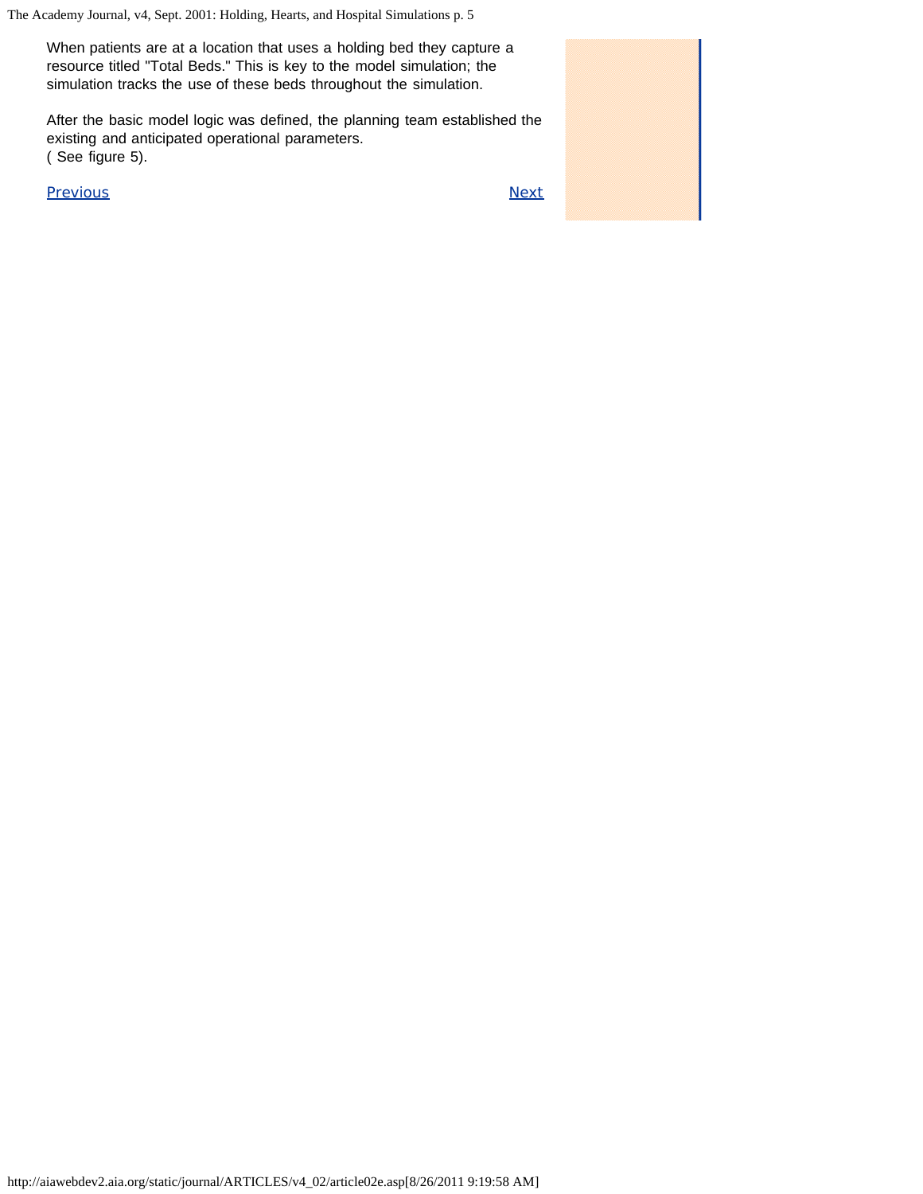When patients are at a location that uses a holding bed they capture a resource titled "Total Beds." This is key to the model simulation; the simulation tracks the use of these beds throughout the simulation.

After the basic model logic was defined, the planning team established the existing and anticipated operational parameters.
( See figure 5).

Previous Next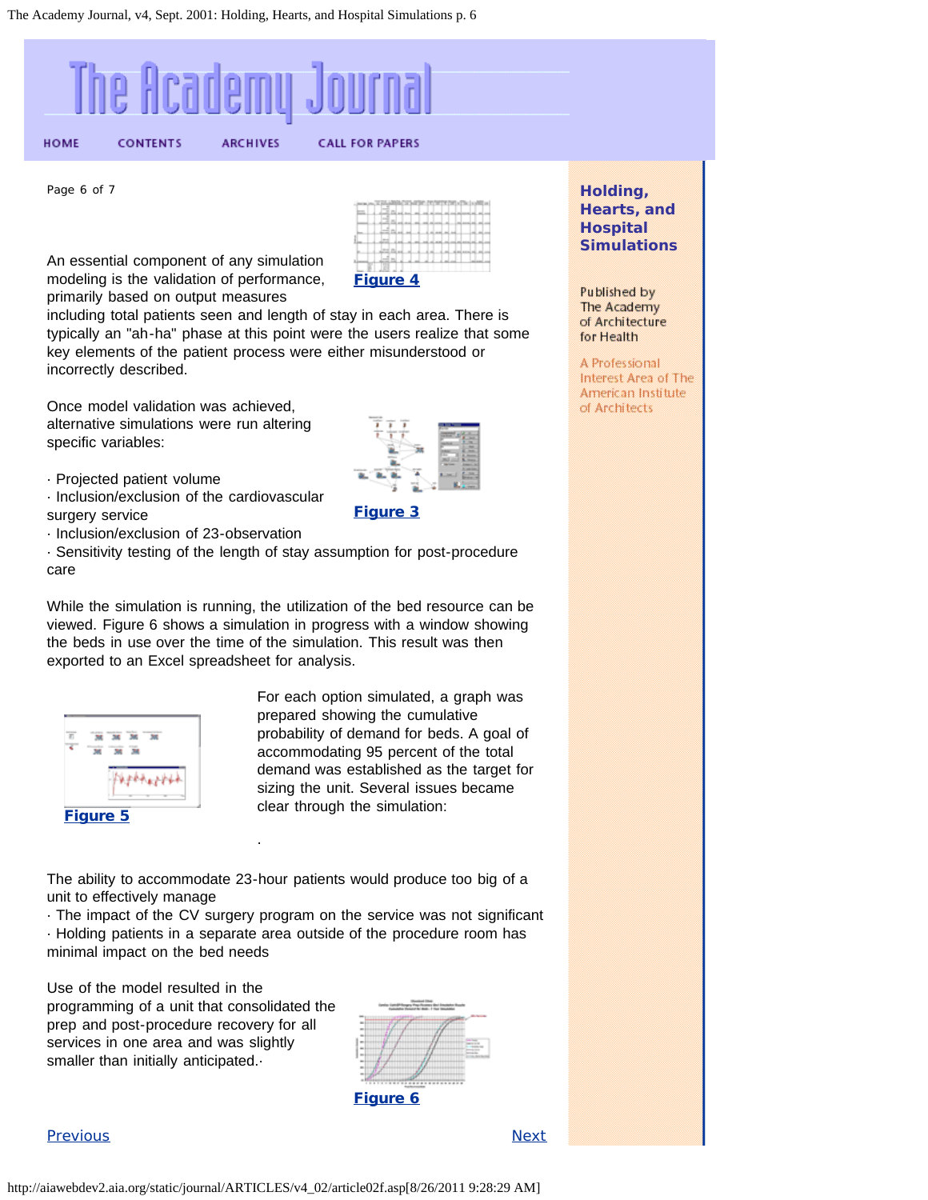An essential component of any simulation modeling is the validation of performance, primarily based on output measures including total patients seen and length of stay in each area. There is typically an "ah-ha" phase at this point were the users realize that some key elements of the patient process were either misunderstood or incorrectly described.

Figure 4

Once model validation was achieved, alternative simulations were run altering specific variables:

· Projected patient volume
· Inclusion/exclusion of the cardiovascular surgery service
· Inclusion/exclusion of 23-observation
· Sensitivity testing of the length of stay assumption for post-procedure care

Figure 3

While the simulation is running, the utilization of the bed resource can be viewed. Figure 6 shows a simulation in progress with a window showing the beds in use over the time of the simulation. This result was then exported to an Excel spreadsheet for analysis.

Figure 5

For each option simulated, a graph was prepared showing the cumulative probability of demand for beds. A goal of accommodating 95 percent of the total demand was established as the target for sizing the unit. Several issues became clear through the simulation:

.

The ability to accommodate 23-hour patients would produce too big of a unit to effectively manage
· The impact of the CV surgery program on the service was not significant
· Holding patients in a separate area outside of the procedure room has minimal impact on the bed needs

Use of the model resulted in the programming of a unit that consolidated the prep and post-procedure recovery for all services in one area and was slightly smaller than initially anticipated.·

Figure 6

Previous | Next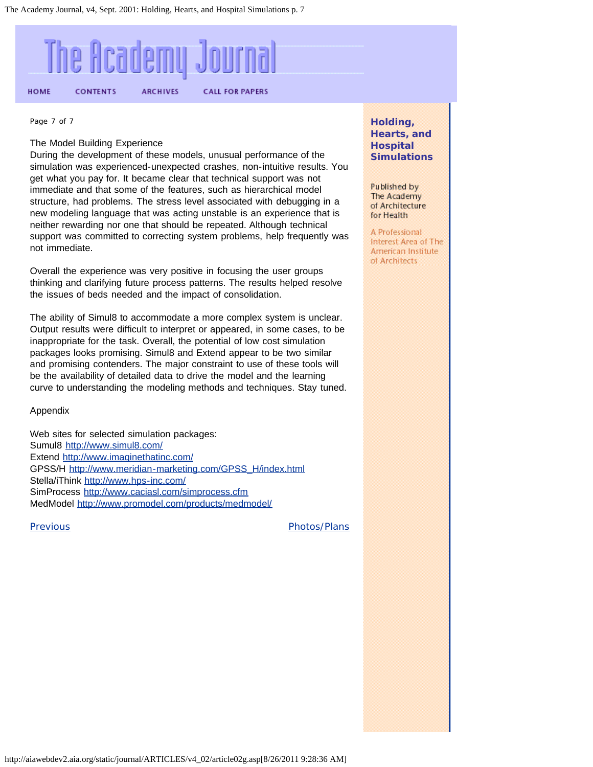Page 7 of 7

The Model Building Experience
During the development of these models, unusual performance of the simulation was experienced-unexpected crashes, non-intuitive results. You get what you pay for. It became clear that technical support was not immediate and that some of the features, such as hierarchical model structure, had problems. The stress level associated with debugging in a new modeling language that was acting unstable is an experience that is neither rewarding nor one that should be repeated. Although technical support was committed to correcting system problems, help frequently was not immediate.

Overall the experience was very positive in focusing the user groups thinking and clarifying future process patterns. The results helped resolve the issues of beds needed and the impact of consolidation.

The ability of Simul8 to accommodate a more complex system is unclear. Output results were difficult to interpret or appeared, in some cases, to be inappropriate for the task. Overall, the potential of low cost simulation packages looks promising. Simul8 and Extend appear to be two similar and promising contenders. The major constraint to use of these tools will be the availability of detailed data to drive the model and the learning curve to understanding the modeling methods and techniques. Stay tuned.

Appendix

Web sites for selected simulation packages:
Sumul8 http://www.simul8.com/
Extend http://www.imaginethatinc.com/
GPSS/H http://www.meridian-marketing.com/GPSS_H/index.html
Stella/iThink http://www.hps-inc.com/
SimProcess http://www.caciasl.com/simprocess.cfm
MedModel http://www.promodel.com/products/medmodel/

Previous | Photos/Plans

**Holding, Hearts, and Hospital Simulations**

Published by The Academy of Architecture for Health

A Professional Interest Area of The American Institute of Architects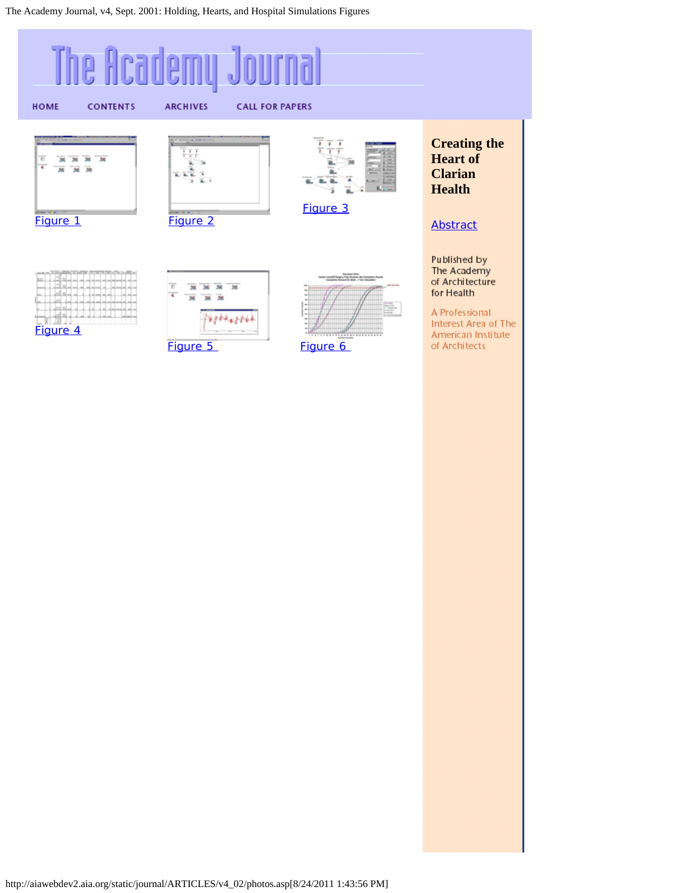# The Academy Journal

HOME CONTENTS ARCHIVES CALL FOR PAPERS

Figure 1

Figure 2

Figure 3

Figure 4

Figure 5

Figure 6

## Creating the Heart of Clarian Health

Abstract

Published by
The Academy
of Architecture
for Health

A Professional Interest Area of The American Institute of Architects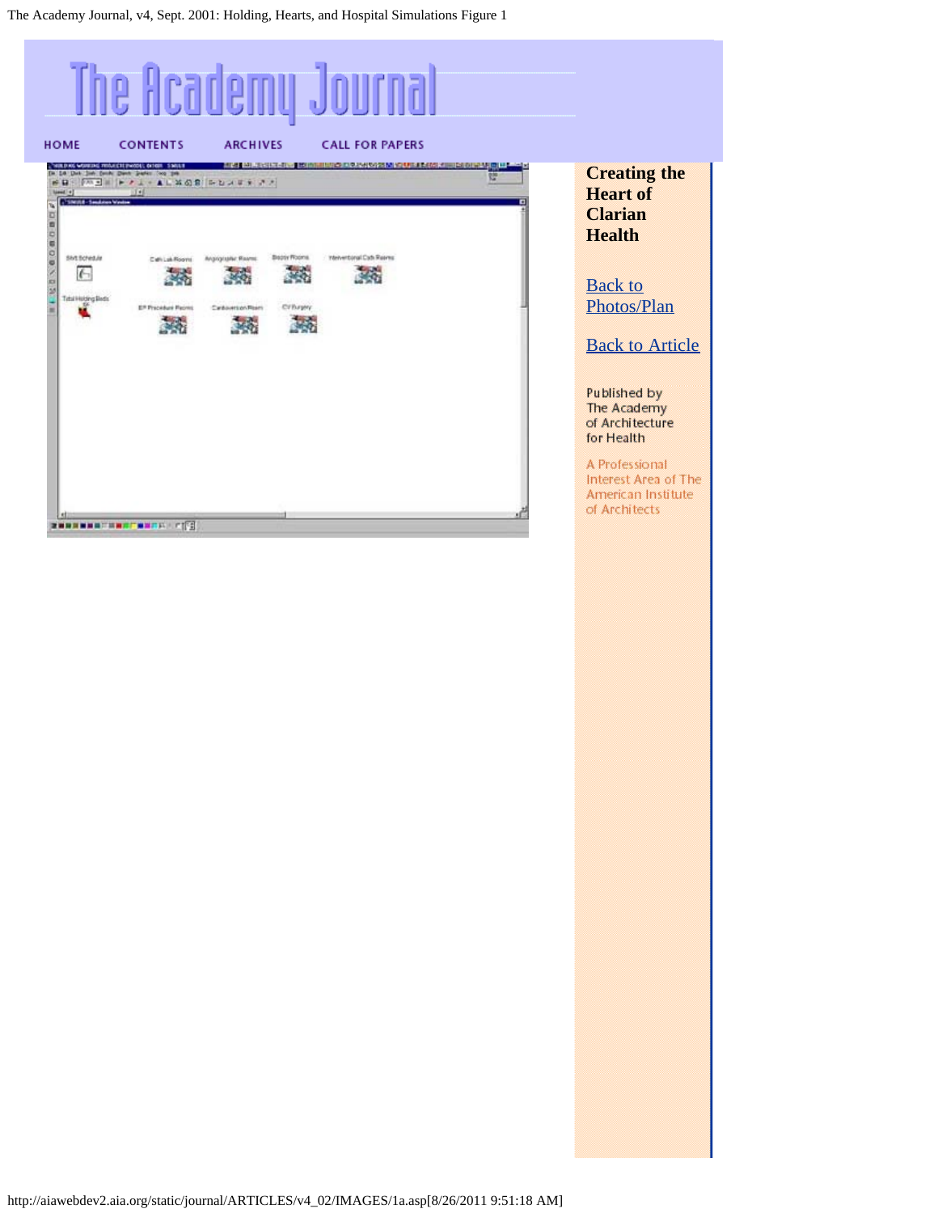# The Academy Journal

HOME CONTENTS ARCHIVES CALL FOR PAPERS

**Creating the Heart of Clarian Health**

Back to Photos/Plan

Back to Article

Published by
The Academy
of Architecture
for Health

A Professional
Interest Area of The
American Institute
of Architects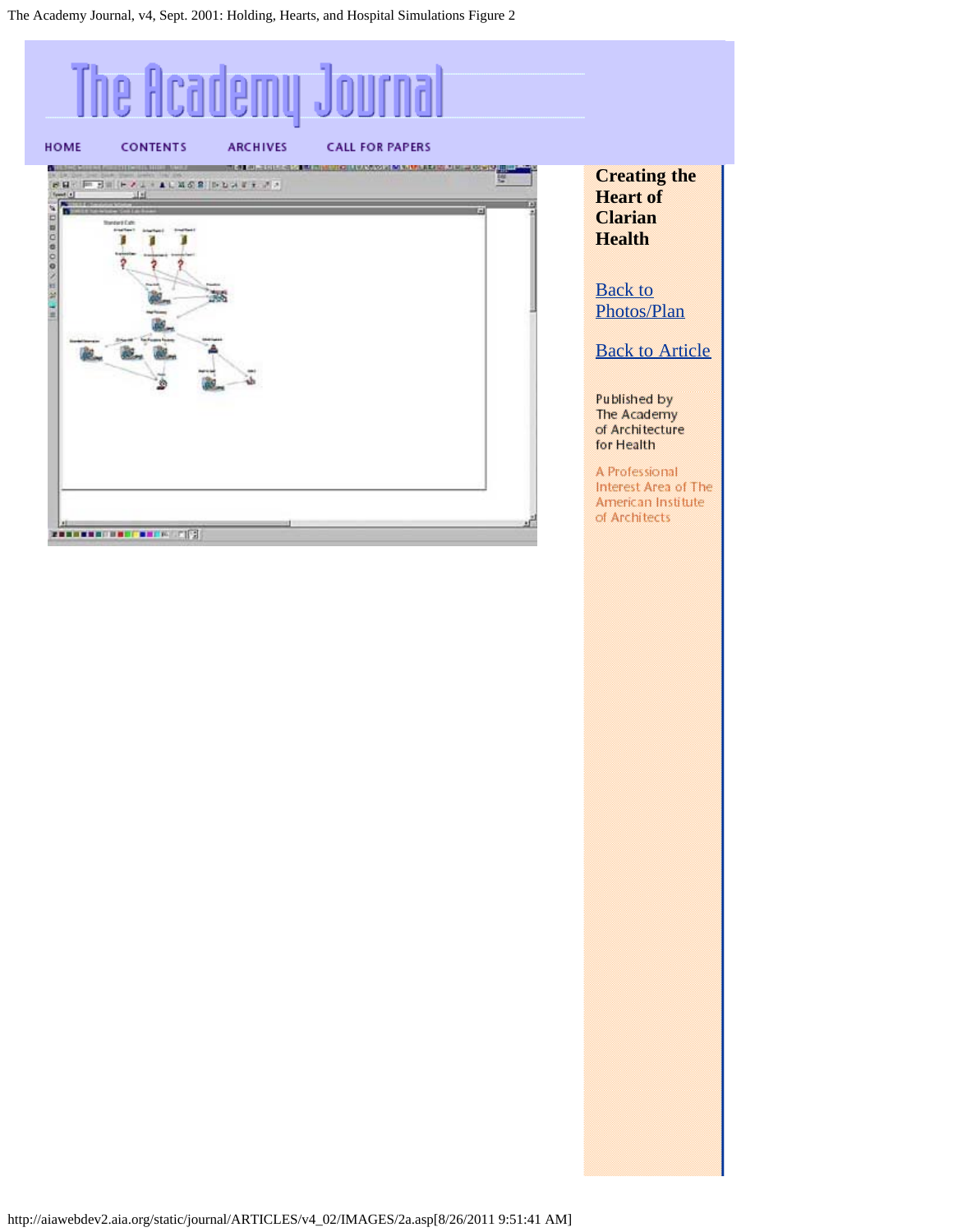# The Academy Journal

HOME CONTENTS ARCHIVES CALL FOR PAPERS

**Creating the Heart of Clarian Health**

[Back to Photos/Plan]

[Back to Article]

Published by The Academy of Architecture for Health

A Professional Interest Area of The American Institute of Architects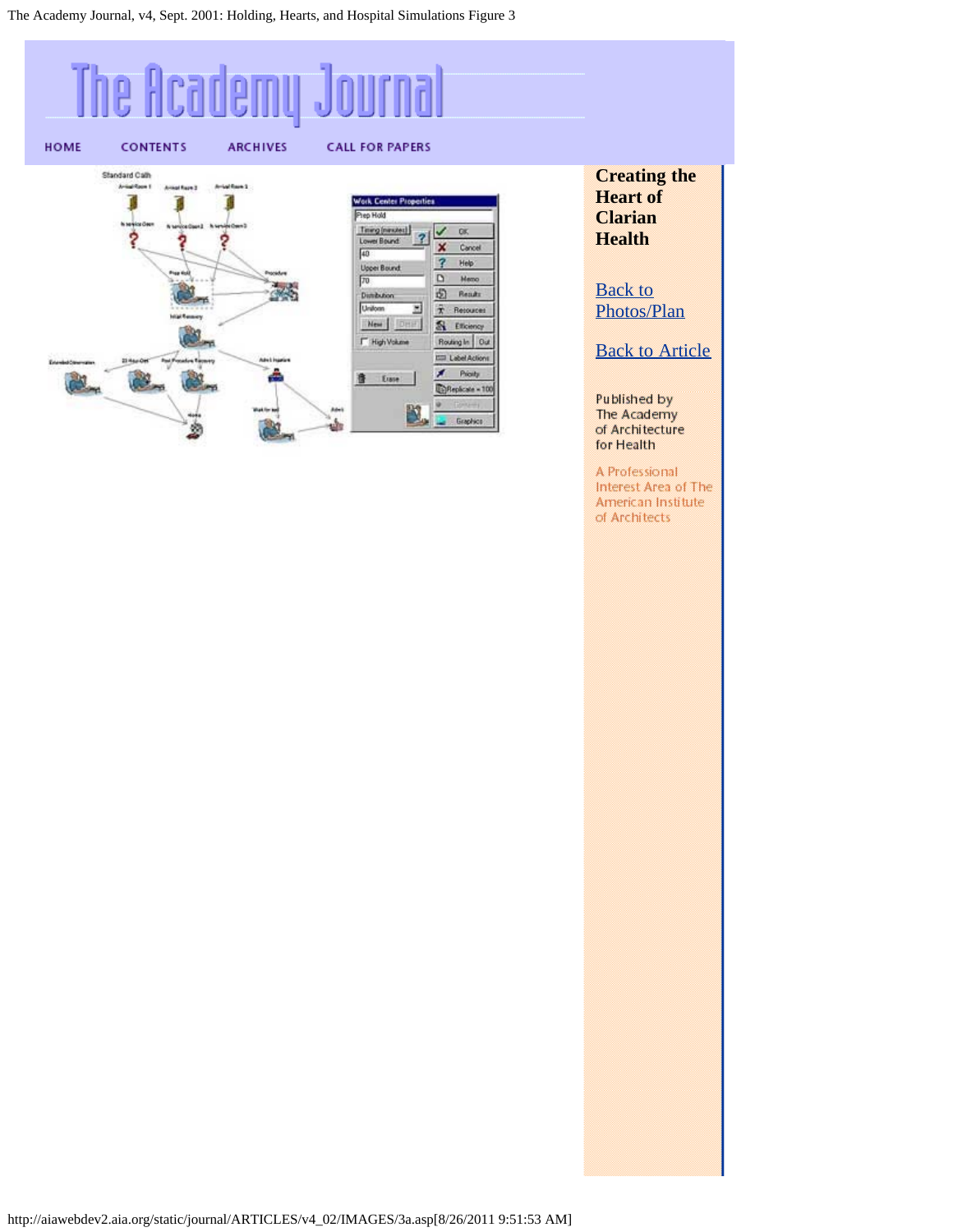HOME CONTENTS ARCHIVES CALL FOR PAPERS

**Creating the Heart of Clarian Health**

[Back to Photos/Plan](#)

[Back to Article](#)

Published by The Academy of Architecture for Health

A Professional Interest Area of The American Institute of Architects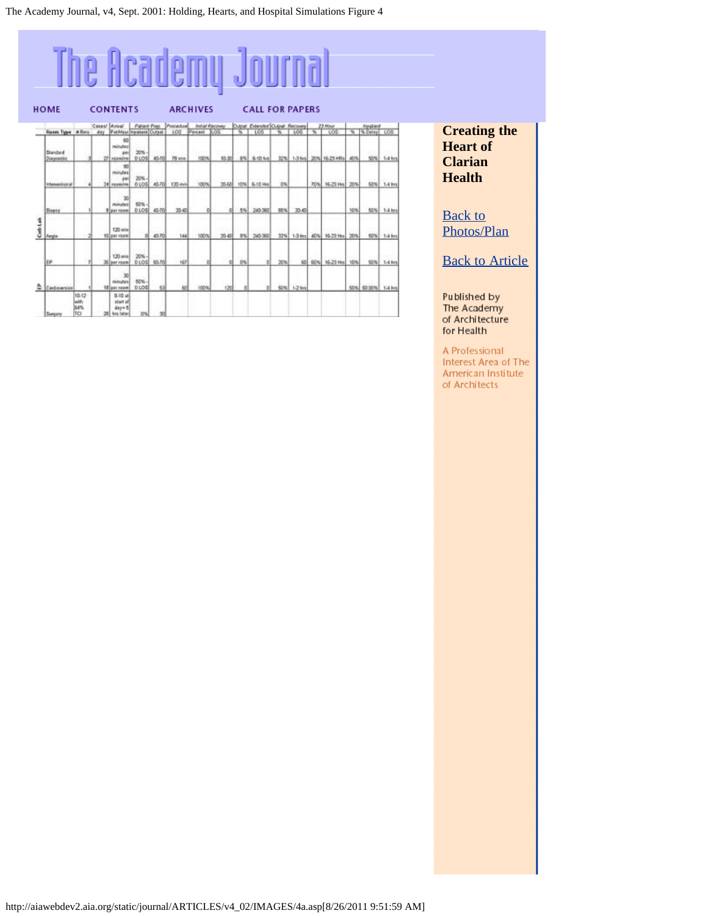# The Academy Journal

HOME CONTENTS ARCHIVES CALL FOR PAPERS

| | Room Type | # Rms | Cases/ day | Arrival Pat/Hour | Patient Prep Inpatient | Patient Prep Outpat | Procedural LOS | Initial Recovery Percent | Initial Recovery LOS | Outpat. Extended % | Outpat. Extended LOS | Outpat. Recovery % | Outpat. Recovery LOS | 23 Hour % | 23 Hour LOS | Inpatient % | Inpatient % Delay | Inpatient LOS |
|---|---|---|---|---|---|---|---|---|---|---|---|---|---|---|---|---|---|---|
| Cath Lab | Standard Diagnostic | 3 | 27 | 60 minutes per room/rm | 20% - 0 LOS | 40-70 | 78 min | 100% | 10-30 | 8% | 6-10 hrs | 32% | 1-3 hrs | 20% | 16-23 HRs | 40% | 50% | 1-4 hrs |
| Cath Lab | Interventional | 4 | 24 | 90 minutes per room/rm | 20% - 0 LOS | 40-70 | 120 min | 100% | 20-50 | 10% | 6-10 Hrs | 0% | | 70% | 16-23 Hrs | 20% | 50% | 1-4 hrs |
| Cath Lab | Biopsy | 1 | 9 | 30 minutes per room | 60% - 0 LOS | 40-70 | 20-40 | 0 | 0 | 5% | 240-360 | 85% | 30-45 | | | 10% | 50% | 1-4 hrs |
| Cath Lab | Angio | 2 | 10 | 120 min per room | 0 | 40-70 | 144 | 100% | 30-40 | 8% | 240-360 | 32% | 1-3 hrs | 40% | 16-23 Hrs | 20% | 50% | 1-4 hrs |
| EP | EP | 7 | 35 | 120 min per room | 20% - 0 LOS | 50-70 | 167 | 0 | 0 | 0% | 0 | 20% | 60 | 60% | 16-23 Hrs | 10% | 50% | 1-4 hrs |
| EP | Cardioversion | 1 | 18 | 30 minutes per room | 60% - 0 LOS | 53 | 60 | 100% | 120 | 0 | 0 | 50% | 1-2 hrs | | | 50% | 60.00% | 1-4 hrs |
| | Surgery | 10-12 with 84% TCI | 28 | 8-10 at start of day + 5 hrs later | 0% | 30 | | | | | | | | | | | | |

**Creating the Heart of Clarian Health**

Back to Photos/Plan

Back to Article

Published by The Academy of Architecture for Health

A Professional Interest Area of The American Institute of Architects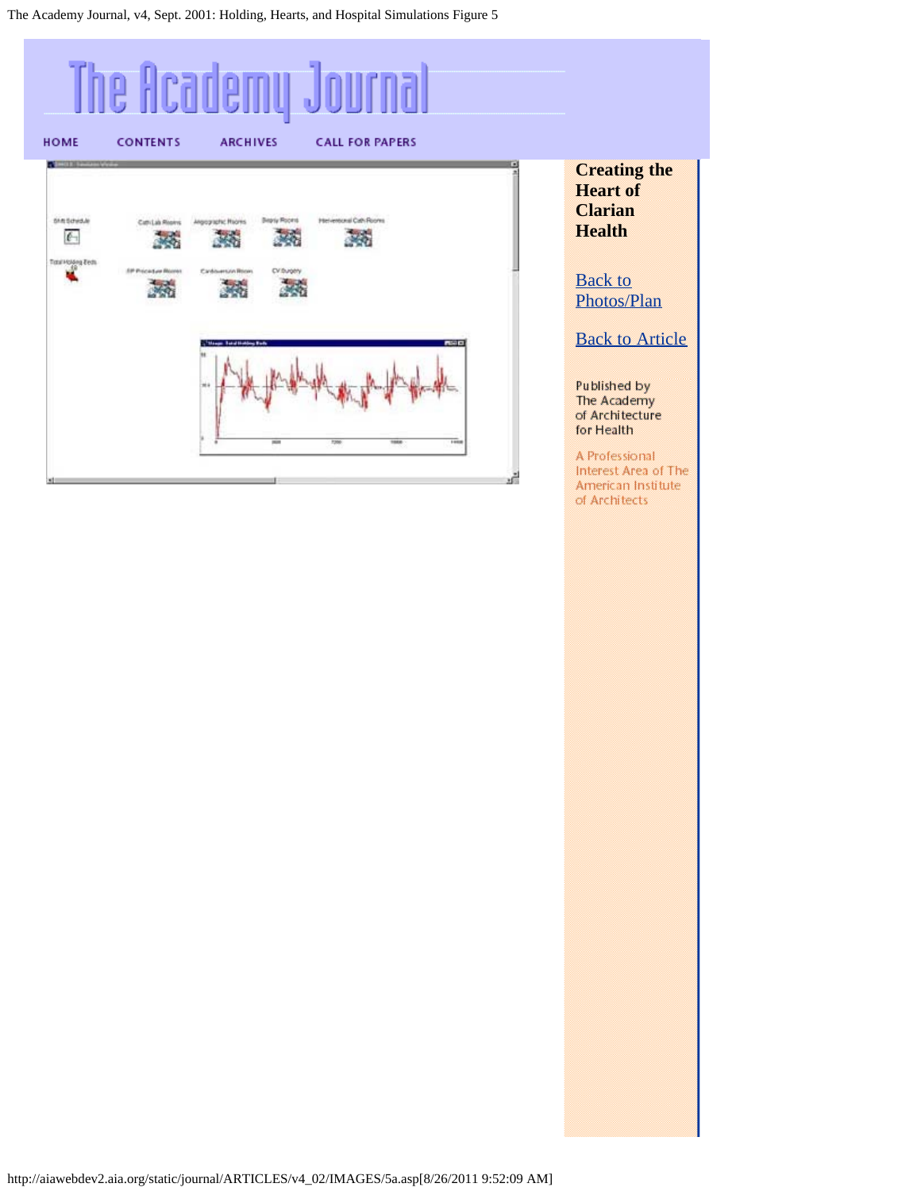# The Academy Journal

HOME CONTENTS ARCHIVES CALL FOR PAPERS

**Creating the Heart of Clarian Health**

[Back to Photos/Plan]

[Back to Article]

Published by The Academy of Architecture for Health

A Professional Interest Area of The American Institute of Architects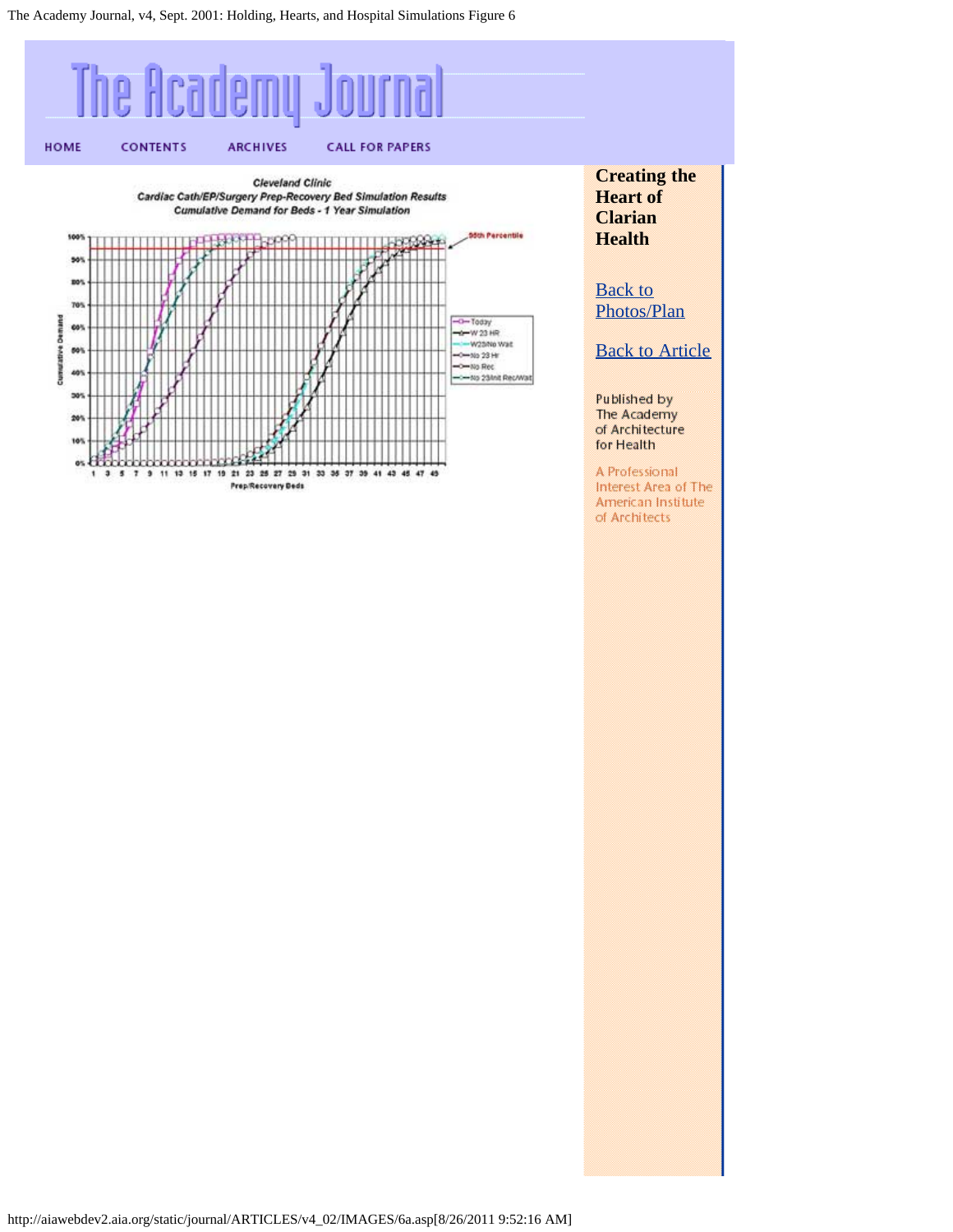# The Academy Journal

HOME CONTENTS ARCHIVES CALL FOR PAPERS

Cleveland Clinic
Cardiac Cath/EP/Surgery Prep-Recovery Bed Simulation Results
Cumulative Demand for Beds - 1 Year Simulation

95th Percentile

Today
W 23 HR
W23/No Wait
No 23 Hr
No Rec
No 23/Init Rec/Wait

Cumulative Demand

Prep/Recovery Beds

**Creating the Heart of Clarian Health**

[Back to Photos/Plan]

[Back to Article]

Published by The Academy of Architecture for Health

A Professional Interest Area of The American Institute of Architects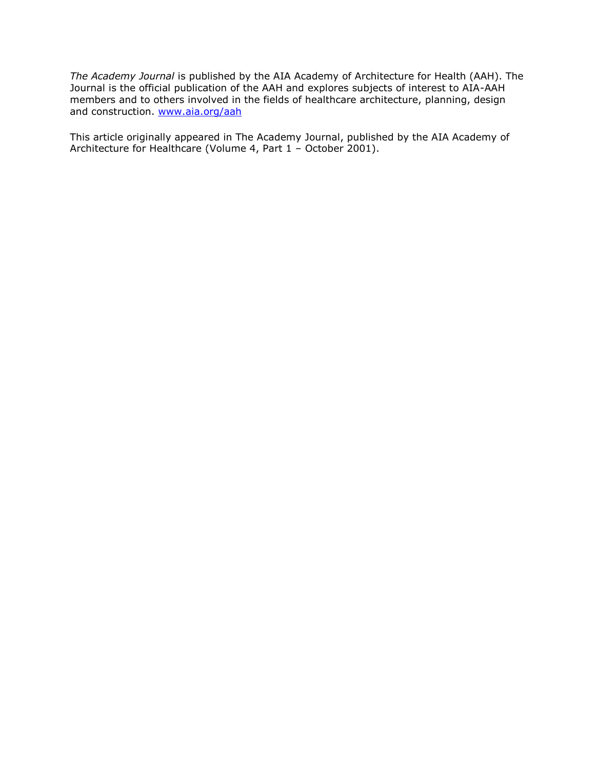*The Academy Journal* is published by the AIA Academy of Architecture for Health (AAH). The Journal is the official publication of the AAH and explores subjects of interest to AIA-AAH members and to others involved in the fields of healthcare architecture, planning, design and construction. [www.aia.org/aah](http://www.aia.org/aah)

This article originally appeared in The Academy Journal, published by the AIA Academy of Architecture for Healthcare (Volume 4, Part 1 – October 2001).